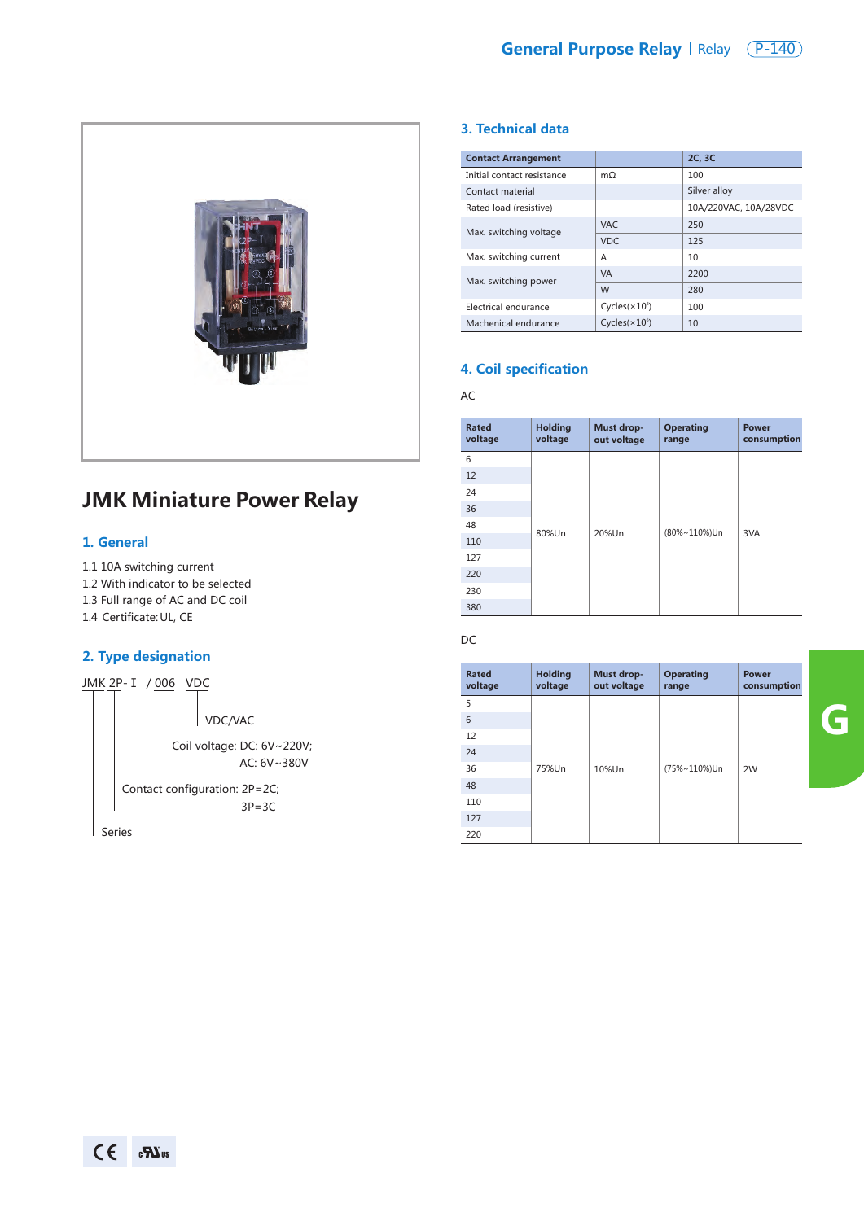# JMK Miniature Power Relay

## 1. General

1.1 10A switching current
1.2 With indicator to be selected
1.3 Full range of AC and DC coil
1.4 Certificate: UL, CE

## 2. Type designation

JMK 2P- I / 006 VDC

- VDC/VAC
- Coil voltage: DC: 6V~220V; AC: 6V~380V
- Contact configuration: 2P=2C; 3P=3C
- Series

## 3. Technical data

| Contact Arrangement | | 2C, 3C |
|---|---|---|
| Initial contact resistance | mΩ | 100 |
| Contact material | | Silver alloy |
| Rated load (resistive) | | 10A/220VAC, 10A/28VDC |
| Max. switching voltage | VAC | 250 |
| | VDC | 125 |
| Max. switching current | A | 10 |
| Max. switching power | VA | 2200 |
| | W | 280 |
| Electrical endurance | Cycles($\times10^5$) | 100 |
| Machenical endurance | Cycles($\times10^6$) | 10 |

## 4. Coil specification

AC

| Rated voltage | Holding voltage | Must drop-out voltage | Operating range | Power consumption |
|---|---|---|---|---|
| 6 | 80%Un | 20%Un | (80%~110%)Un | 3VA |
| 12 | | | | |
| 24 | | | | |
| 36 | | | | |
| 48 | | | | |
| 110 | | | | |
| 127 | | | | |
| 220 | | | | |
| 230 | | | | |
| 380 | | | | |

DC

| Rated voltage | Holding voltage | Must drop-out voltage | Operating range | Power consumption |
|---|---|---|---|---|
| 5 | 75%Un | 10%Un | (75%~110%)Un | 2W |
| 6 | | | | |
| 12 | | | | |
| 24 | | | | |
| 36 | | | | |
| 48 | | | | |
| 110 | | | | |
| 127 | | | | |
| 220 | | | | |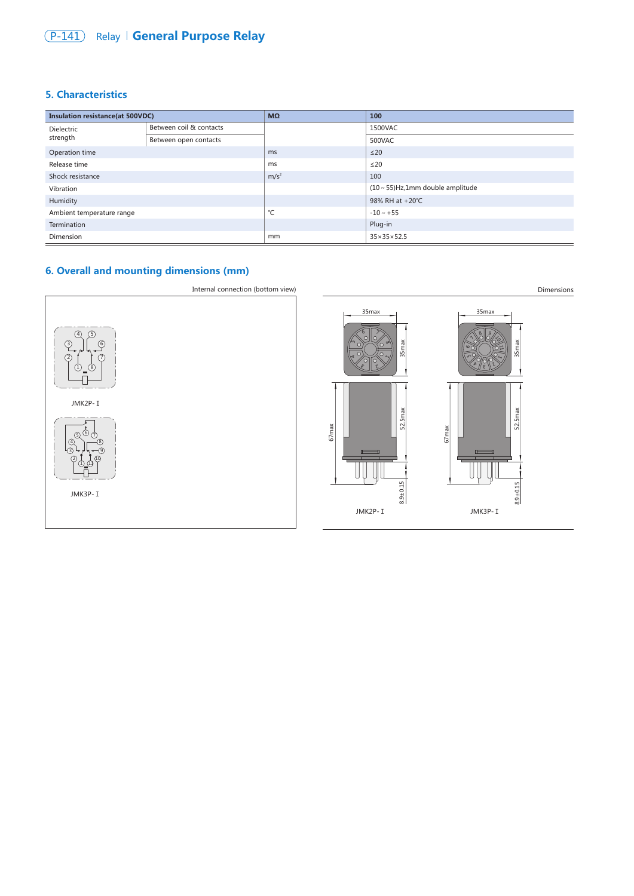## 5. Characteristics

| Insulation resistance(at 500VDC) | | MΩ | 100 |
|---|---|---|---|
| Dielectric strength | Between coil & contacts | | 1500VAC |
| | Between open contacts | | 500VAC |
| Operation time | | ms | ≤20 |
| Release time | | ms | ≤20 |
| Shock resistance | | $m/s^2$ | 100 |
| Vibration | | | (10～55)Hz,1mm double amplitude |
| Humidity | | | 98% RH at +20℃ |
| Ambient temperature range | | ℃ | -10～+55 |
| Termination | | | Plug-in |
| Dimension | | mm | 35×35×52.5 |

## 6. Overall and mounting dimensions (mm)

Internal connection (bottom view)

JMK2P- I

JMK3P- I

Dimensions

35max

35max

67max

52.5max

8.9±0.15

JMK2P- I

JMK3P- I